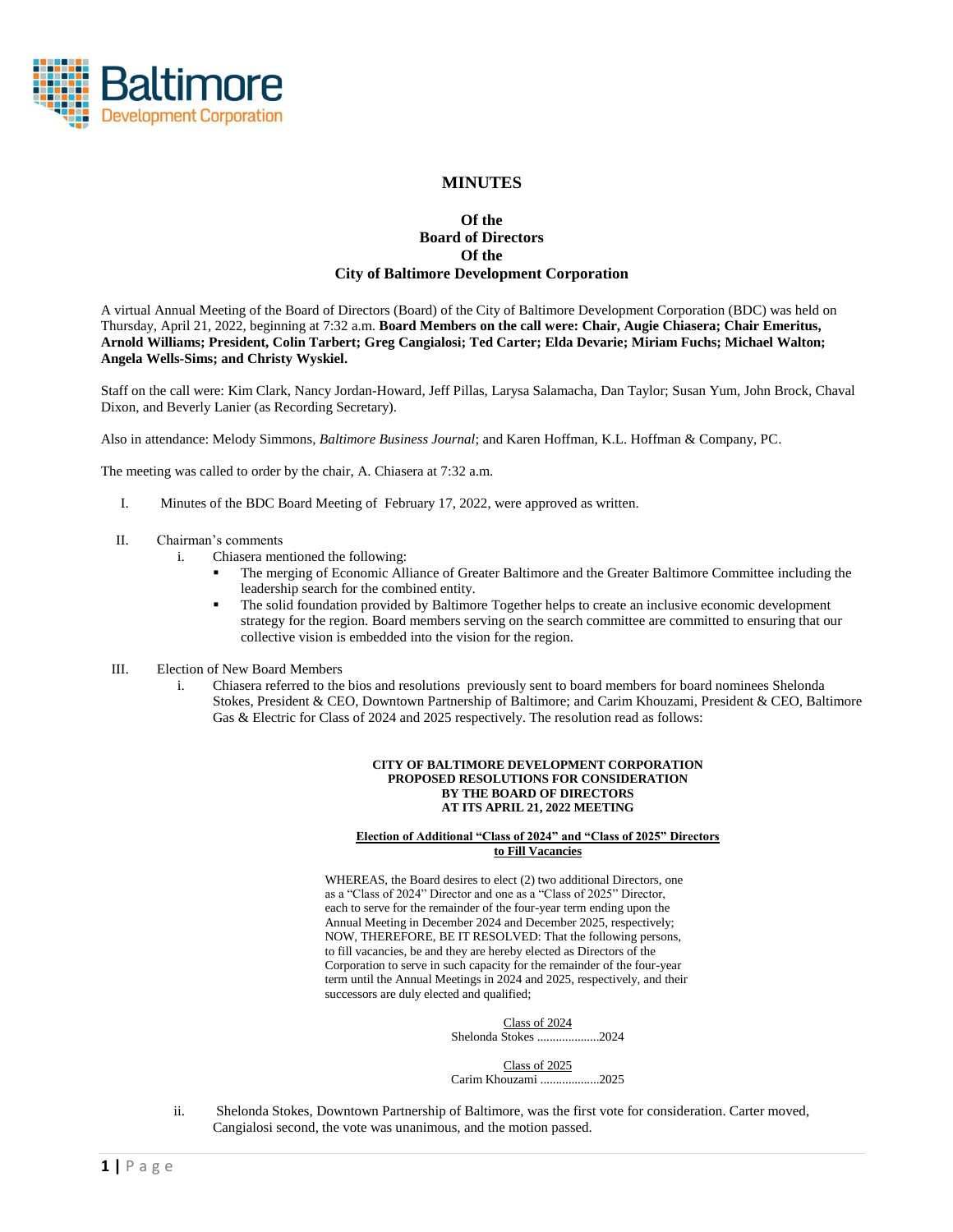# MINUTES

## Of the
## Board of Directors
## Of the
## City of Baltimore Development Corporation

A virtual Annual Meeting of the Board of Directors (Board) of the City of Baltimore Development Corporation (BDC) was held on Thursday, April 21, 2022, beginning at 7:32 a.m. **Board Members on the call were: Chair, Augie Chiasera; Chair Emeritus, Arnold Williams; President, Colin Tarbert; Greg Cangialosi; Ted Carter; Elda Devarie; Miriam Fuchs; Michael Walton; Angela Wells-Sims; and Christy Wyskiel.**

Staff on the call were: Kim Clark, Nancy Jordan-Howard, Jeff Pillas, Larysa Salamacha, Dan Taylor; Susan Yum, John Brock, Chaval Dixon, and Beverly Lanier (as Recording Secretary).

Also in attendance: Melody Simmons, *Baltimore Business Journal*; and Karen Hoffman, K.L. Hoffman & Company, PC.

The meeting was called to order by the chair, A. Chiasera at 7:32 a.m.

I. Minutes of the BDC Board Meeting of February 17, 2022, were approved as written.

II. Chairman's comments
   i. Chiasera mentioned the following:
      - The merging of Economic Alliance of Greater Baltimore and the Greater Baltimore Committee including the leadership search for the combined entity.
      - The solid foundation provided by Baltimore Together helps to create an inclusive economic development strategy for the region. Board members serving on the search committee are committed to ensuring that our collective vision is embedded into the vision for the region.

III. Election of New Board Members
   i. Chiasera referred to the bios and resolutions previously sent to board members for board nominees Shelonda Stokes, President & CEO, Downtown Partnership of Baltimore; and Carim Khouzami, President & CEO, Baltimore Gas & Electric for Class of 2024 and 2025 respectively. The resolution read as follows:

**CITY OF BALTIMORE DEVELOPMENT CORPORATION**
**PROPOSED RESOLUTIONS FOR CONSIDERATION**
**BY THE BOARD OF DIRECTORS**
**AT ITS APRIL 21, 2022 MEETING**

**Election of Additional "Class of 2024" and "Class of 2025" Directors to Fill Vacancies**

WHEREAS, the Board desires to elect (2) two additional Directors, one as a "Class of 2024" Director and one as a "Class of 2025" Director, each to serve for the remainder of the four-year term ending upon the Annual Meeting in December 2024 and December 2025, respectively; NOW, THEREFORE, BE IT RESOLVED: That the following persons, to fill vacancies, be and they are hereby elected as Directors of the Corporation to serve in such capacity for the remainder of the four-year term until the Annual Meetings in 2024 and 2025, respectively, and their successors are duly elected and qualified;

Class of 2024
Shelonda Stokes ....................2024

Class of 2025
Carim Khouzami ...................2025

   ii. Shelonda Stokes, Downtown Partnership of Baltimore, was the first vote for consideration. Carter moved, Cangialosi second, the vote was unanimous, and the motion passed.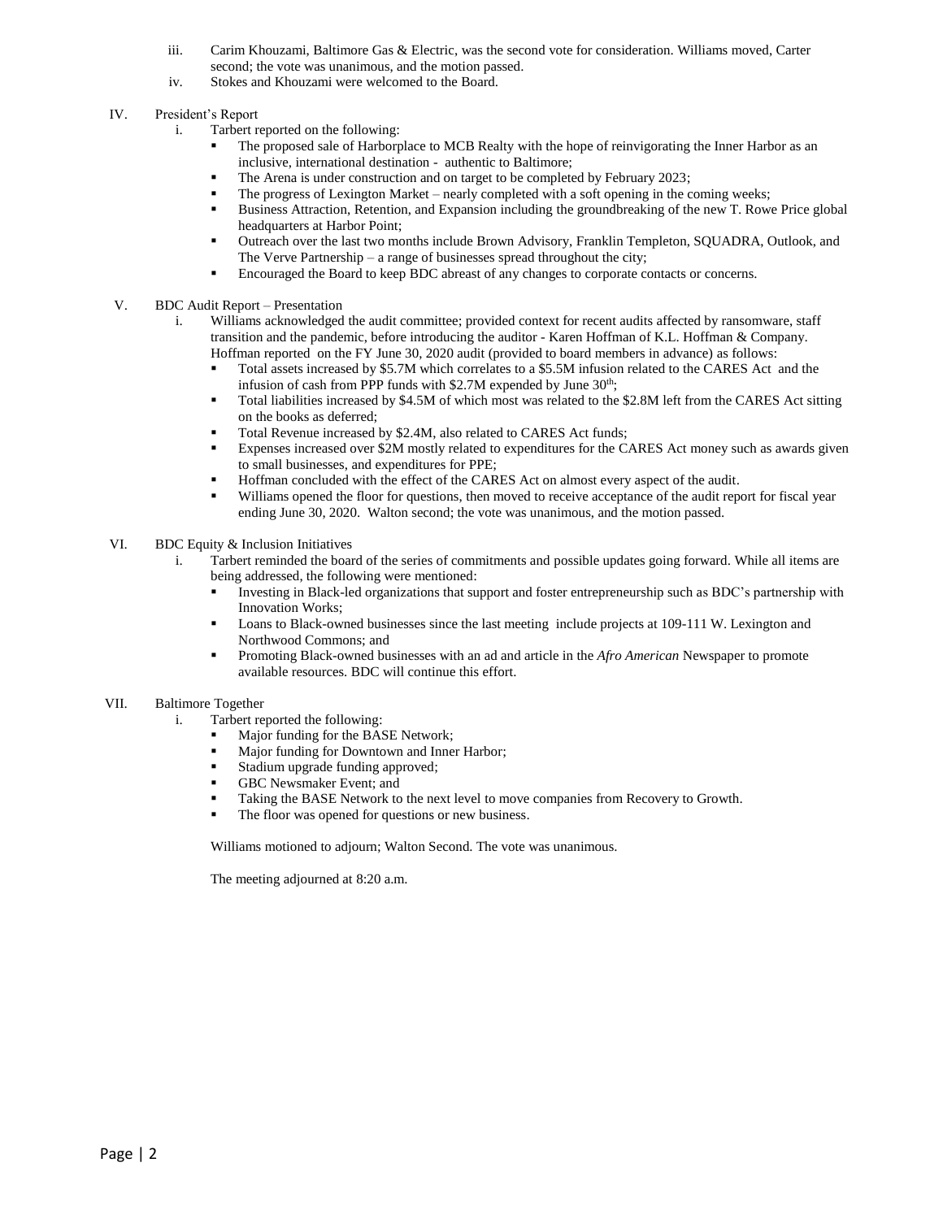iii. Carim Khouzami, Baltimore Gas & Electric, was the second vote for consideration. Williams moved, Carter second; the vote was unanimous, and the motion passed.

iv. Stokes and Khouzami were welcomed to the Board.

IV. President's Report

i. Tarbert reported on the following:

- The proposed sale of Harborplace to MCB Realty with the hope of reinvigorating the Inner Harbor as an inclusive, international destination - authentic to Baltimore;
- The Arena is under construction and on target to be completed by February 2023;
- The progress of Lexington Market – nearly completed with a soft opening in the coming weeks;
- Business Attraction, Retention, and Expansion including the groundbreaking of the new T. Rowe Price global headquarters at Harbor Point;
- Outreach over the last two months include Brown Advisory, Franklin Templeton, SQUADRA, Outlook, and The Verve Partnership – a range of businesses spread throughout the city;
- Encouraged the Board to keep BDC abreast of any changes to corporate contacts or concerns.

V. BDC Audit Report – Presentation

i. Williams acknowledged the audit committee; provided context for recent audits affected by ransomware, staff transition and the pandemic, before introducing the auditor - Karen Hoffman of K.L. Hoffman & Company. Hoffman reported on the FY June 30, 2020 audit (provided to board members in advance) as follows:

- Total assets increased by $5.7M which correlates to a $5.5M infusion related to the CARES Act and the infusion of cash from PPP funds with $2.7M expended by June 30th;
- Total liabilities increased by $4.5M of which most was related to the $2.8M left from the CARES Act sitting on the books as deferred;
- Total Revenue increased by $2.4M, also related to CARES Act funds;
- Expenses increased over $2M mostly related to expenditures for the CARES Act money such as awards given to small businesses, and expenditures for PPE;
- Hoffman concluded with the effect of the CARES Act on almost every aspect of the audit.
- Williams opened the floor for questions, then moved to receive acceptance of the audit report for fiscal year ending June 30, 2020. Walton second; the vote was unanimous, and the motion passed.

VI. BDC Equity & Inclusion Initiatives

i. Tarbert reminded the board of the series of commitments and possible updates going forward. While all items are being addressed, the following were mentioned:

- Investing in Black-led organizations that support and foster entrepreneurship such as BDC's partnership with Innovation Works;
- Loans to Black-owned businesses since the last meeting include projects at 109-111 W. Lexington and Northwood Commons; and
- Promoting Black-owned businesses with an ad and article in the *Afro American* Newspaper to promote available resources. BDC will continue this effort.

VII. Baltimore Together

i. Tarbert reported the following:

- Major funding for the BASE Network;
- Major funding for Downtown and Inner Harbor;
- Stadium upgrade funding approved;
- GBC Newsmaker Event; and
- Taking the BASE Network to the next level to move companies from Recovery to Growth.
- The floor was opened for questions or new business.

Williams motioned to adjourn; Walton Second. The vote was unanimous.

The meeting adjourned at 8:20 a.m.